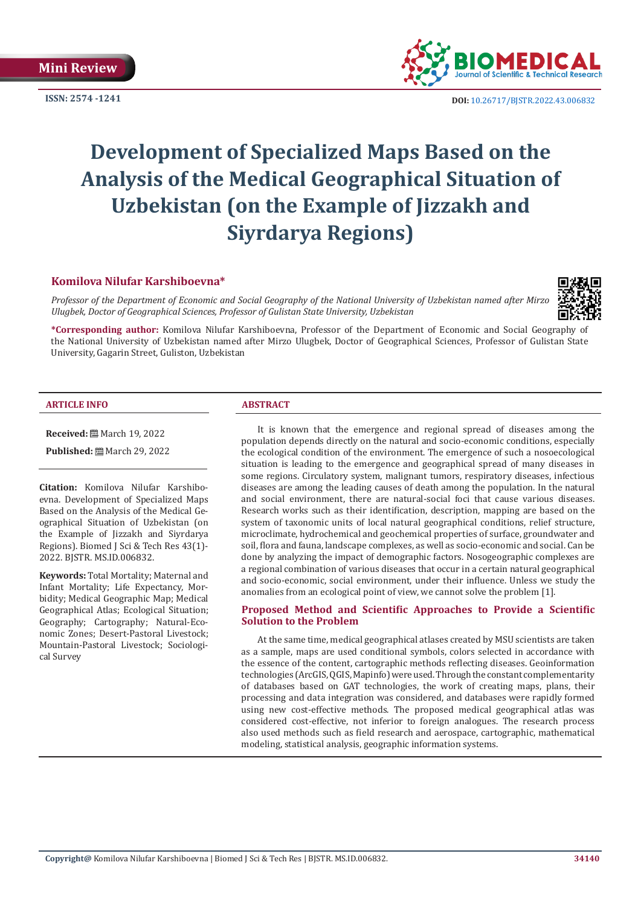Mini Review

ISSN: 2574 -1241

DOI: 10.26717/BJSTR.2022.43.006832

# Development of Specialized Maps Based on the Analysis of the Medical Geographical Situation of Uzbekistan (on the Example of Jizzakh and Siyrdarya Regions)

**Komilova Nilufar Karshiboevna***

*Professor of the Department of Economic and Social Geography of the National University of Uzbekistan named after Mirzo Ulugbek, Doctor of Geographical Sciences, Professor of Gulistan State University, Uzbekistan*

**\*Corresponding author:** Komilova Nilufar Karshiboevna, Professor of the Department of Economic and Social Geography of the National University of Uzbekistan named after Mirzo Ulugbek, Doctor of Geographical Sciences, Professor of Gulistan State University, Gagarin Street, Guliston, Uzbekistan

**ARTICLE INFO**

**Received:** March 19, 2022

**Published:** March 29, 2022

**Citation:** Komilova Nilufar Karshiboevna. Development of Specialized Maps Based on the Analysis of the Medical Geographical Situation of Uzbekistan (on the Example of Jizzakh and Siyrdarya Regions). Biomed J Sci & Tech Res 43(1)-2022. BJSTR. MS.ID.006832.

**Keywords:** Total Mortality; Maternal and Infant Mortality; Life Expectancy, Morbidity; Medical Geographic Map; Medical Geographical Atlas; Ecological Situation; Geography; Cartography; Natural-Economic Zones; Desert-Pastoral Livestock; Mountain-Pastoral Livestock; Sociological Survey

**ABSTRACT**

It is known that the emergence and regional spread of diseases among the population depends directly on the natural and socio-economic conditions, especially the ecological condition of the environment. The emergence of such a nosoecological situation is leading to the emergence and geographical spread of many diseases in some regions. Circulatory system, malignant tumors, respiratory diseases, infectious diseases are among the leading causes of death among the population. In the natural and social environment, there are natural-social foci that cause various diseases. Research works such as their identification, description, mapping are based on the system of taxonomic units of local natural geographical conditions, relief structure, microclimate, hydrochemical and geochemical properties of surface, groundwater and soil, flora and fauna, landscape complexes, as well as socio-economic and social. Can be done by analyzing the impact of demographic factors. Nosogeographic complexes are a regional combination of various diseases that occur in a certain natural geographical and socio-economic, social environment, under their influence. Unless we study the anomalies from an ecological point of view, we cannot solve the problem [1].

## Proposed Method and Scientific Approaches to Provide a Scientific Solution to the Problem

At the same time, medical geographical atlases created by MSU scientists are taken as a sample, maps are used conditional symbols, colors selected in accordance with the essence of the content, cartographic methods reflecting diseases. Geoinformation technologies (ArcGIS, QGIS, Mapinfo) were used. Through the constant complementarity of databases based on GAT technologies, the work of creating maps, plans, their processing and data integration was considered, and databases were rapidly formed using new cost-effective methods. The proposed medical geographical atlas was considered cost-effective, not inferior to foreign analogues. The research process also used methods such as field research and aerospace, cartographic, mathematical modeling, statistical analysis, geographic information systems.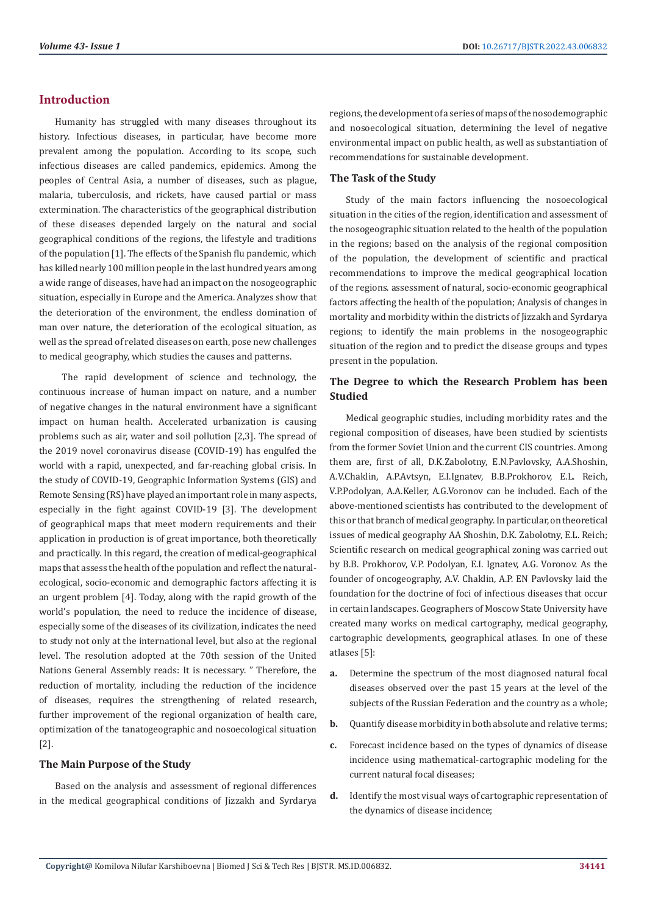## Introduction

Humanity has struggled with many diseases throughout its history. Infectious diseases, in particular, have become more prevalent among the population. According to its scope, such infectious diseases are called pandemics, epidemics. Among the peoples of Central Asia, a number of diseases, such as plague, malaria, tuberculosis, and rickets, have caused partial or mass extermination. The characteristics of the geographical distribution of these diseases depended largely on the natural and social geographical conditions of the regions, the lifestyle and traditions of the population [1]. The effects of the Spanish flu pandemic, which has killed nearly 100 million people in the last hundred years among a wide range of diseases, have had an impact on the nosogeographic situation, especially in Europe and the America. Analyzes show that the deterioration of the environment, the endless domination of man over nature, the deterioration of the ecological situation, as well as the spread of related diseases on earth, pose new challenges to medical geography, which studies the causes and patterns.

The rapid development of science and technology, the continuous increase of human impact on nature, and a number of negative changes in the natural environment have a significant impact on human health. Accelerated urbanization is causing problems such as air, water and soil pollution [2,3]. The spread of the 2019 novel coronavirus disease (COVID-19) has engulfed the world with a rapid, unexpected, and far-reaching global crisis. In the study of COVID-19, Geographic Information Systems (GIS) and Remote Sensing (RS) have played an important role in many aspects, especially in the fight against COVID-19 [3]. The development of geographical maps that meet modern requirements and their application in production is of great importance, both theoretically and practically. In this regard, the creation of medical-geographical maps that assess the health of the population and reflect the natural-ecological, socio-economic and demographic factors affecting it is an urgent problem [4]. Today, along with the rapid growth of the world's population, the need to reduce the incidence of disease, especially some of the diseases of its civilization, indicates the need to study not only at the international level, but also at the regional level. The resolution adopted at the 70th session of the United Nations General Assembly reads: It is necessary. " Therefore, the reduction of mortality, including the reduction of the incidence of diseases, requires the strengthening of related research, further improvement of the regional organization of health care, optimization of the tanatogeographic and nosoecological situation [2].

### The Main Purpose of the Study

Based on the analysis and assessment of regional differences in the medical geographical conditions of Jizzakh and Syrdarya regions, the development of a series of maps of the nosodemographic and nosoecological situation, determining the level of negative environmental impact on public health, as well as substantiation of recommendations for sustainable development.

### The Task of the Study

Study of the main factors influencing the nosoecological situation in the cities of the region, identification and assessment of the nosogeographic situation related to the health of the population in the regions; based on the analysis of the regional composition of the population, the development of scientific and practical recommendations to improve the medical geographical location of the regions. assessment of natural, socio-economic geographical factors affecting the health of the population; Analysis of changes in mortality and morbidity within the districts of Jizzakh and Syrdarya regions; to identify the main problems in the nosogeographic situation of the region and to predict the disease groups and types present in the population.

### The Degree to which the Research Problem has been Studied

Medical geographic studies, including morbidity rates and the regional composition of diseases, have been studied by scientists from the former Soviet Union and the current CIS countries. Among them are, first of all, D.K.Zabolotny, E.N.Pavlovsky, A.A.Shoshin, A.V.Chaklin, A.P.Avtsyn, E.I.Ignatev, B.B.Prokhorov, E.L. Reich, V.P.Podolyan, A.A.Keller, A.G.Voronov can be included. Each of the above-mentioned scientists has contributed to the development of this or that branch of medical geography. In particular, on theoretical issues of medical geography AA Shoshin, D.K. Zabolotny, E.L. Reich; Scientific research on medical geographical zoning was carried out by B.B. Prokhorov, V.P. Podolyan, E.I. Ignatev, A.G. Voronov. As the founder of oncogeography, A.V. Chaklin, A.P. EN Pavlovsky laid the foundation for the doctrine of foci of infectious diseases that occur in certain landscapes. Geographers of Moscow State University have created many works on medical cartography, medical geography, cartographic developments, geographical atlases. In one of these atlases [5]:

a. Determine the spectrum of the most diagnosed natural focal diseases observed over the past 15 years at the level of the subjects of the Russian Federation and the country as a whole;

b. Quantify disease morbidity in both absolute and relative terms;

c. Forecast incidence based on the types of dynamics of disease incidence using mathematical-cartographic modeling for the current natural focal diseases;

d. Identify the most visual ways of cartographic representation of the dynamics of disease incidence;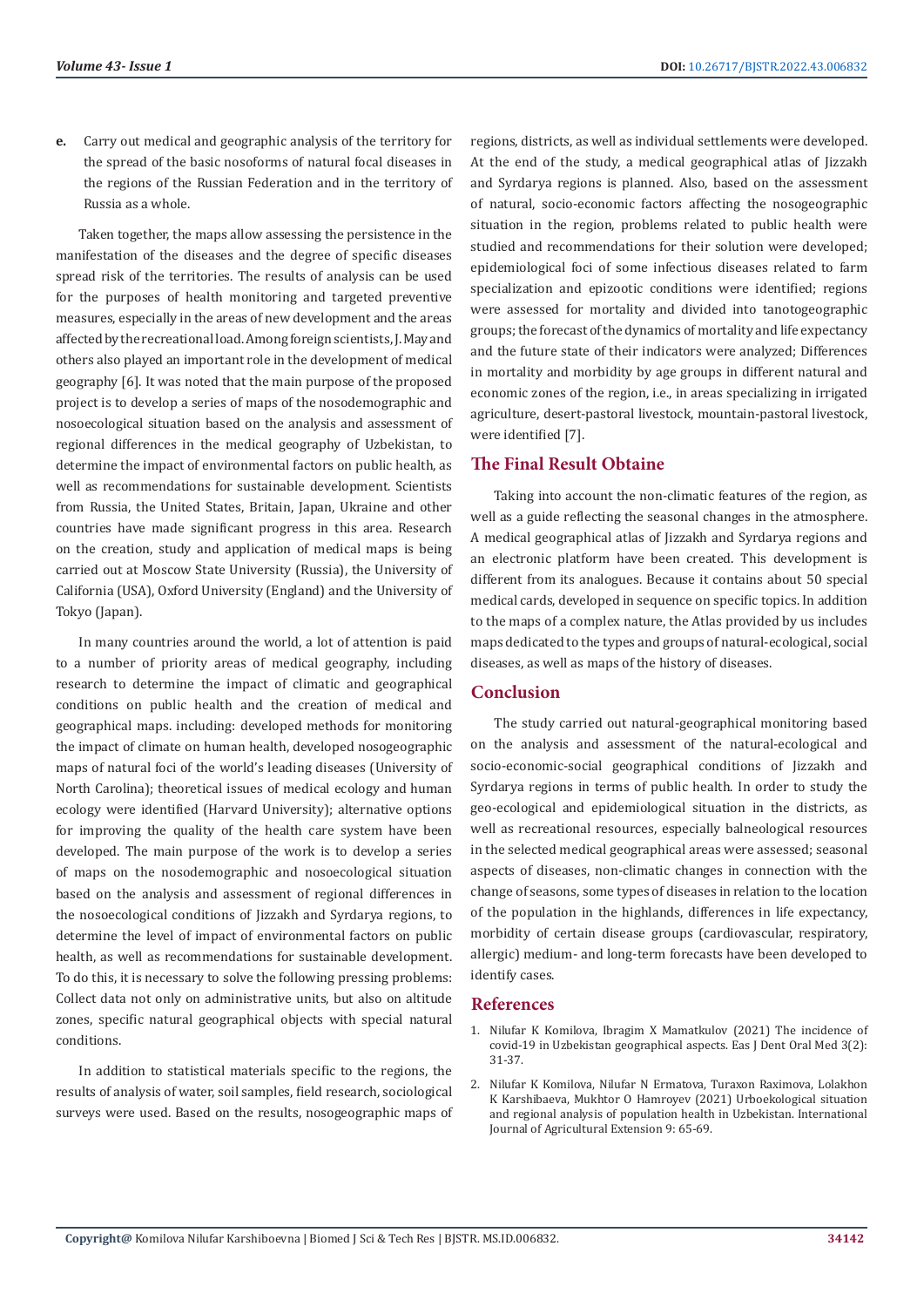e. Carry out medical and geographic analysis of the territory for the spread of the basic nosoforms of natural focal diseases in the regions of the Russian Federation and in the territory of Russia as a whole.

Taken together, the maps allow assessing the persistence in the manifestation of the diseases and the degree of specific diseases spread risk of the territories. The results of analysis can be used for the purposes of health monitoring and targeted preventive measures, especially in the areas of new development and the areas affected by the recreational load. Among foreign scientists, J. May and others also played an important role in the development of medical geography [6]. It was noted that the main purpose of the proposed project is to develop a series of maps of the nosodemographic and nosoecological situation based on the analysis and assessment of regional differences in the medical geography of Uzbekistan, to determine the impact of environmental factors on public health, as well as recommendations for sustainable development. Scientists from Russia, the United States, Britain, Japan, Ukraine and other countries have made significant progress in this area. Research on the creation, study and application of medical maps is being carried out at Moscow State University (Russia), the University of California (USA), Oxford University (England) and the University of Tokyo (Japan).

In many countries around the world, a lot of attention is paid to a number of priority areas of medical geography, including research to determine the impact of climatic and geographical conditions on public health and the creation of medical and geographical maps. including: developed methods for monitoring the impact of climate on human health, developed nosogeographic maps of natural foci of the world's leading diseases (University of North Carolina); theoretical issues of medical ecology and human ecology were identified (Harvard University); alternative options for improving the quality of the health care system have been developed. The main purpose of the work is to develop a series of maps on the nosodemographic and nosoecological situation based on the analysis and assessment of regional differences in the nosoecological conditions of Jizzakh and Syrdarya regions, to determine the level of impact of environmental factors on public health, as well as recommendations for sustainable development. To do this, it is necessary to solve the following pressing problems: Collect data not only on administrative units, but also on altitude zones, specific natural geographical objects with special natural conditions.

In addition to statistical materials specific to the regions, the results of analysis of water, soil samples, field research, sociological surveys were used. Based on the results, nosogeographic maps of regions, districts, as well as individual settlements were developed. At the end of the study, a medical geographical atlas of Jizzakh and Syrdarya regions is planned. Also, based on the assessment of natural, socio-economic factors affecting the nosogeographic situation in the region, problems related to public health were studied and recommendations for their solution were developed; epidemiological foci of some infectious diseases related to farm specialization and epizootic conditions were identified; regions were assessed for mortality and divided into tanotogeographic groups; the forecast of the dynamics of mortality and life expectancy and the future state of their indicators were analyzed; Differences in mortality and morbidity by age groups in different natural and economic zones of the region, i.e., in areas specializing in irrigated agriculture, desert-pastoral livestock, mountain-pastoral livestock, were identified [7].

## The Final Result Obtaine

Taking into account the non-climatic features of the region, as well as a guide reflecting the seasonal changes in the atmosphere. A medical geographical atlas of Jizzakh and Syrdarya regions and an electronic platform have been created. This development is different from its analogues. Because it contains about 50 special medical cards, developed in sequence on specific topics. In addition to the maps of a complex nature, the Atlas provided by us includes maps dedicated to the types and groups of natural-ecological, social diseases, as well as maps of the history of diseases.

## Conclusion

The study carried out natural-geographical monitoring based on the analysis and assessment of the natural-ecological and socio-economic-social geographical conditions of Jizzakh and Syrdarya regions in terms of public health. In order to study the geo-ecological and epidemiological situation in the districts, as well as recreational resources, especially balneological resources in the selected medical geographical areas were assessed; seasonal aspects of diseases, non-climatic changes in connection with the change of seasons, some types of diseases in relation to the location of the population in the highlands, differences in life expectancy, morbidity of certain disease groups (cardiovascular, respiratory, allergic) medium- and long-term forecasts have been developed to identify cases.

## References

1. Nilufar K Komilova, Ibragim X Mamatkulov (2021) The incidence of covid-19 in Uzbekistan geographical aspects. Eas J Dent Oral Med 3(2): 31-37.
2. Nilufar K Komilova, Nilufar N Ermatova, Turaxon Raximova, Lolakhon K Karshibaeva, Mukhtor O Hamroyev (2021) Urboekological situation and regional analysis of population health in Uzbekistan. International Journal of Agricultural Extension 9: 65-69.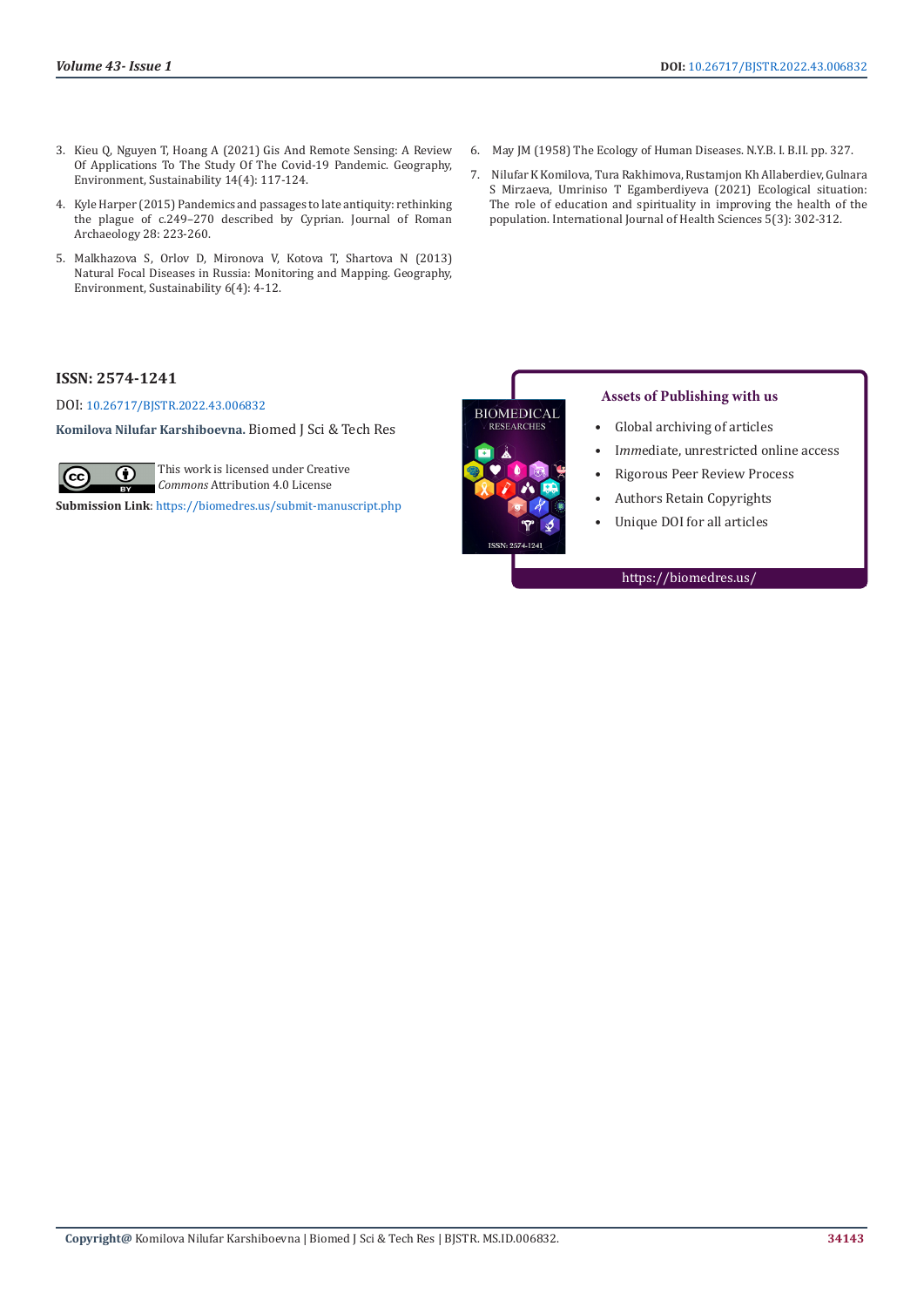3. Kieu Q, Nguyen T, Hoang A (2021) Gis And Remote Sensing: A Review Of Applications To The Study Of The Covid-19 Pandemic. Geography, Environment, Sustainability 14(4): 117-124.
4. Kyle Harper (2015) Pandemics and passages to late antiquity: rethinking the plague of c.249–270 described by Cyprian. Journal of Roman Archaeology 28: 223-260.
5. Malkhazova S, Orlov D, Mironova V, Kotova T, Shartova N (2013) Natural Focal Diseases in Russia: Monitoring and Mapping. Geography, Environment, Sustainability 6(4): 4-12.
6. May JM (1958) The Ecology of Human Diseases. N.Y.B. I. B.II. pp. 327.
7. Nilufar K Komilova, Tura Rakhimova, Rustamjon Kh Allaberdiev, Gulnara S Mirzaeva, Umriniso T Egamberdiyeva (2021) Ecological situation: The role of education and spirituality in improving the health of the population. International Journal of Health Sciences 5(3): 302-312.

**ISSN: 2574-1241**

DOI: 10.26717/BJSTR.2022.43.006832

**Komilova Nilufar Karshiboevna.** Biomed J Sci & Tech Res

This work is licensed under Creative *Commons* Attribution 4.0 License

**Submission Link**: https://biomedres.us/submit-manuscript.php

BIOMEDICAL RESEARCHES

ISSN: 2574-1241

**Assets of Publishing with us**

- Global archiving of articles
- Immediate, unrestricted online access
- Rigorous Peer Review Process
- Authors Retain Copyrights
- Unique DOI for all articles

https://biomedres.us/